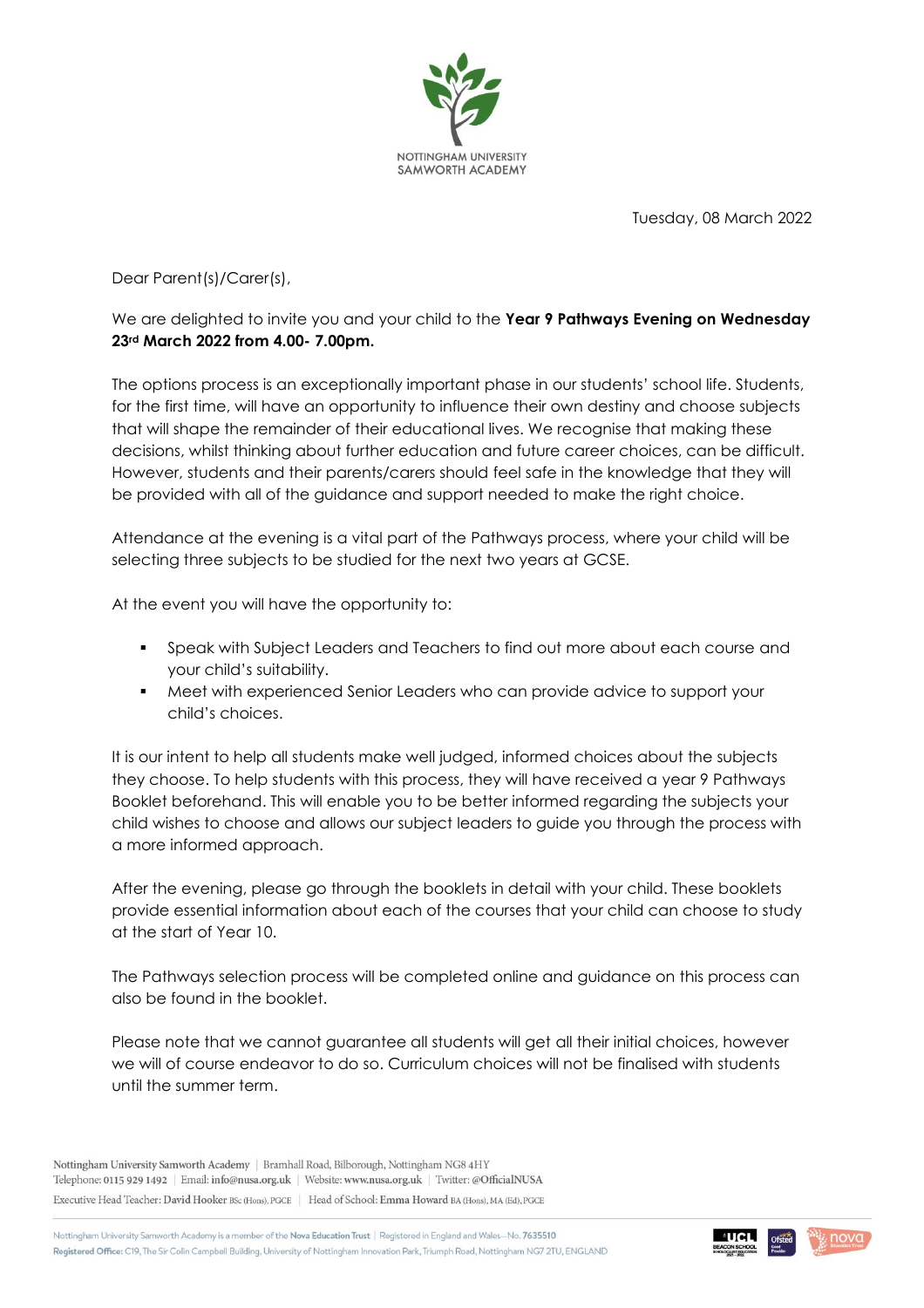NOTTINGHAM UNIVERSITY SAMWORTH ACADEMY

Tuesday, 08 March 2022

Dear Parent(s)/Carer(s),

We are delighted to invite you and your child to the **Year 9 Pathways Evening on Wednesday 23rd March 2022 from 4.00- 7.00pm.**

The options process is an exceptionally important phase in our students' school life. Students, for the first time, will have an opportunity to influence their own destiny and choose subjects that will shape the remainder of their educational lives. We recognise that making these decisions, whilst thinking about further education and future career choices, can be difficult. However, students and their parents/carers should feel safe in the knowledge that they will be provided with all of the guidance and support needed to make the right choice.

Attendance at the evening is a vital part of the Pathways process, where your child will be selecting three subjects to be studied for the next two years at GCSE.

At the event you will have the opportunity to:

- Speak with Subject Leaders and Teachers to find out more about each course and your child's suitability.
- Meet with experienced Senior Leaders who can provide advice to support your child's choices.

It is our intent to help all students make well judged, informed choices about the subjects they choose. To help students with this process, they will have received a year 9 Pathways Booklet beforehand. This will enable you to be better informed regarding the subjects your child wishes to choose and allows our subject leaders to guide you through the process with a more informed approach.

After the evening, please go through the booklets in detail with your child. These booklets provide essential information about each of the courses that your child can choose to study at the start of Year 10.

The Pathways selection process will be completed online and guidance on this process can also be found in the booklet.

Please note that we cannot guarantee all students will get all their initial choices, however we will of course endeavor to do so. Curriculum choices will not be finalised with students until the summer term.

Nottingham University Samworth Academy | Bramhall Road, Bilborough, Nottingham NG8 4HY
Telephone: 0115 929 1492 | Email: info@nusa.org.uk | Website: www.nusa.org.uk | Twitter: @OfficialNUSA
Executive Head Teacher: David Hooker BSc (Hons), PGCE | Head of School: Emma Howard BA (Hons), MA (Ed), PGCE

Nottingham University Samworth Academy is a member of the Nova Education Trust | Registered in England and Wales – No. 7635510
Registered Office: C19, The Sir Colin Campbell Building, University of Nottingham Innovation Park, Triumph Road, Nottingham NG7 2TU, ENGLAND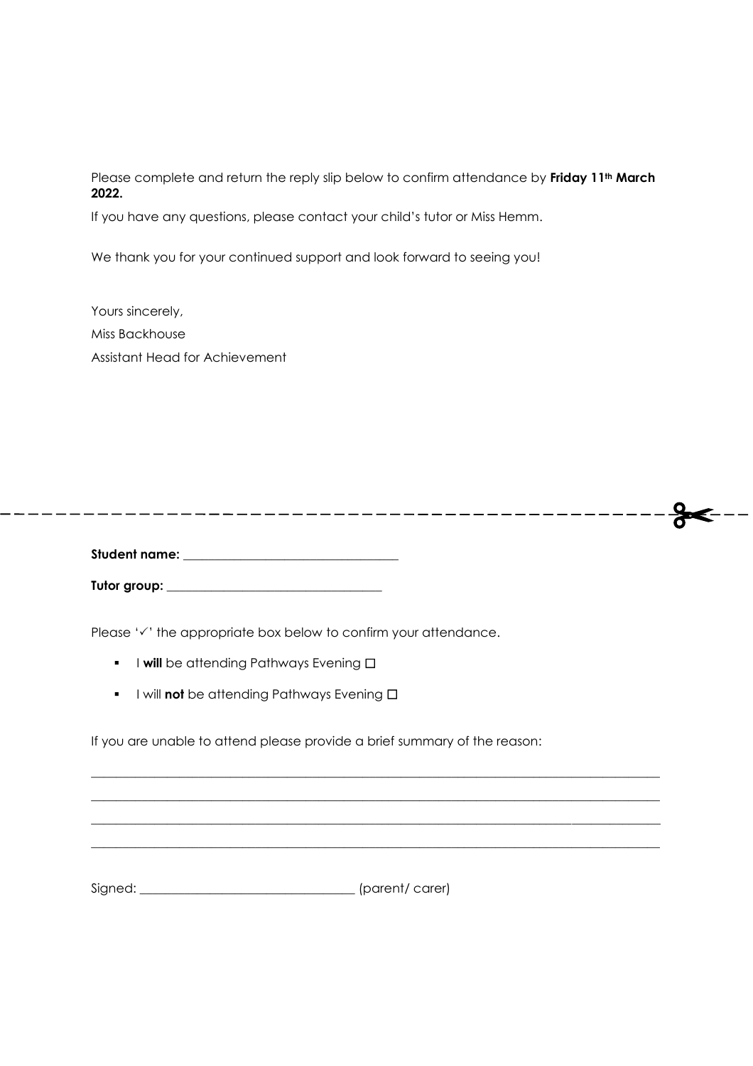Please complete and return the reply slip below to confirm attendance by **Friday 11th March 2022.**

If you have any questions, please contact your child's tutor or Miss Hemm.

We thank you for your continued support and look forward to seeing you!

Yours sincerely,

Miss Backhouse

Assistant Head for Achievement

- - - - - - - - - - - - - - - - - - - - - - - - - - - - - - - - - - - - - ✂ - - -

**Student name:** ______________________________

**Tutor group:** ______________________________

Please '✓' the appropriate box below to confirm your attendance.

- I **will** be attending Pathways Evening ☐
- I will **not** be attending Pathways Evening ☐

If you are unable to attend please provide a brief summary of the reason:

________________________________________________________________________________

________________________________________________________________________________

________________________________________________________________________________

________________________________________________________________________________

Signed: ______________________________ (parent/ carer)